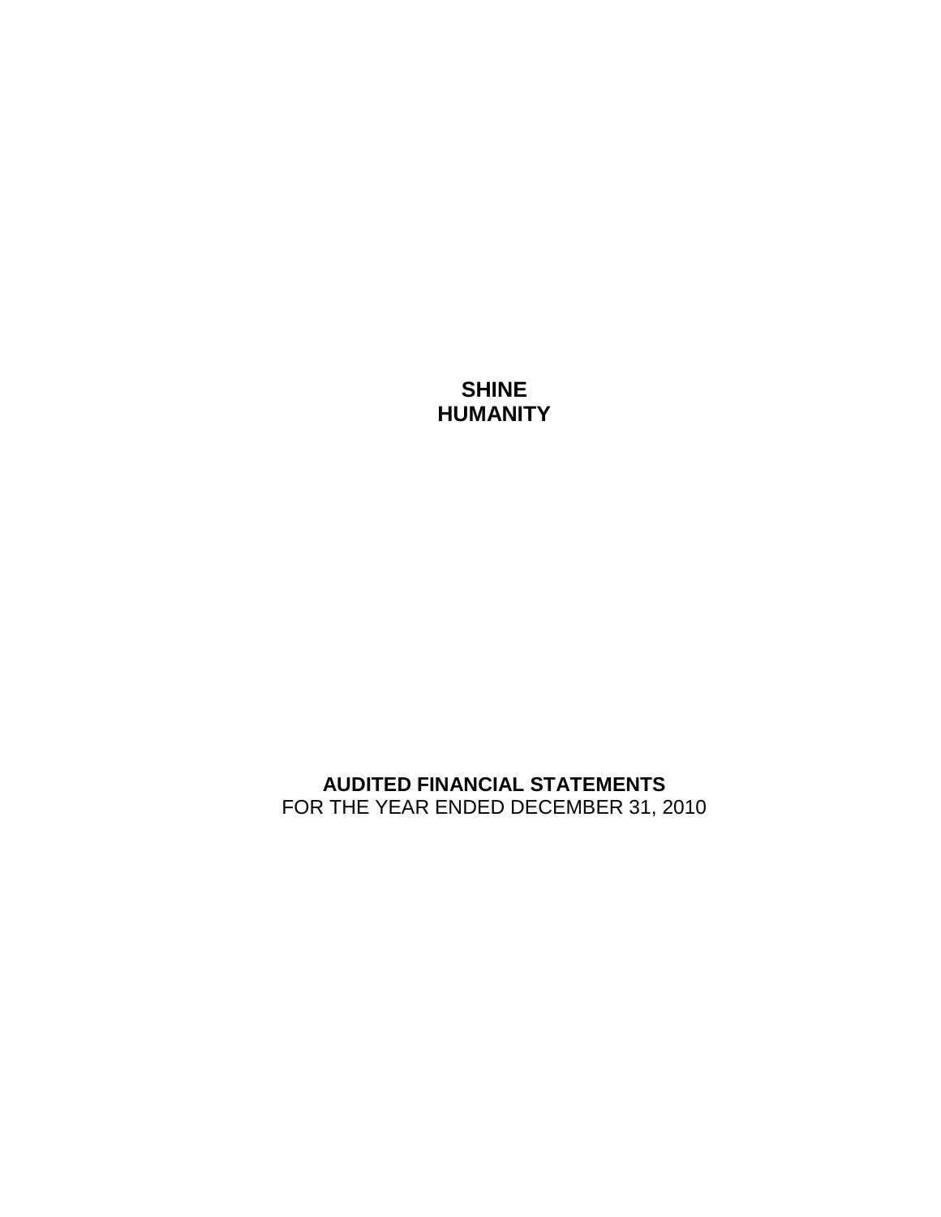# SHINE HUMANITY

**AUDITED FINANCIAL STATEMENTS**
FOR THE YEAR ENDED DECEMBER 31, 2010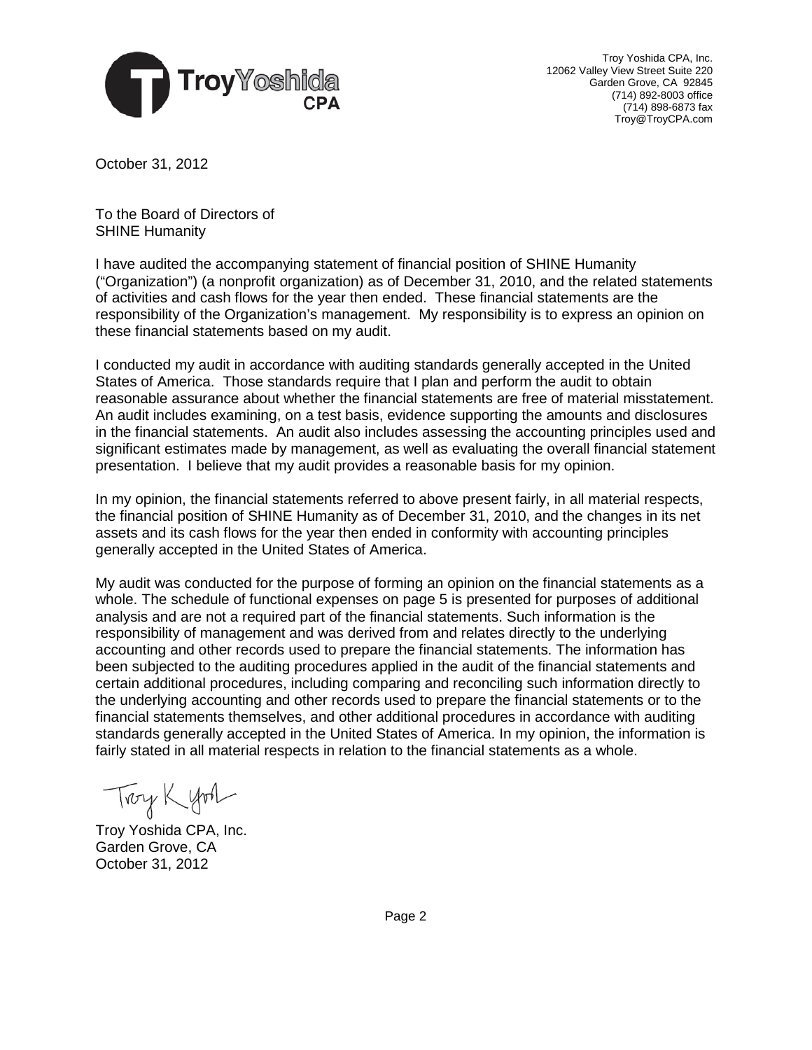Troy Yoshida CPA, Inc.
12062 Valley View Street Suite 220
Garden Grove, CA 92845
(714) 892-8003 office
(714) 898-6873 fax
Troy@TroyCPA.com

October 31, 2012

To the Board of Directors of
SHINE Humanity

I have audited the accompanying statement of financial position of SHINE Humanity ("Organization") (a nonprofit organization) as of December 31, 2010, and the related statements of activities and cash flows for the year then ended. These financial statements are the responsibility of the Organization's management. My responsibility is to express an opinion on these financial statements based on my audit.

I conducted my audit in accordance with auditing standards generally accepted in the United States of America. Those standards require that I plan and perform the audit to obtain reasonable assurance about whether the financial statements are free of material misstatement. An audit includes examining, on a test basis, evidence supporting the amounts and disclosures in the financial statements. An audit also includes assessing the accounting principles used and significant estimates made by management, as well as evaluating the overall financial statement presentation. I believe that my audit provides a reasonable basis for my opinion.

In my opinion, the financial statements referred to above present fairly, in all material respects, the financial position of SHINE Humanity as of December 31, 2010, and the changes in its net assets and its cash flows for the year then ended in conformity with accounting principles generally accepted in the United States of America.

My audit was conducted for the purpose of forming an opinion on the financial statements as a whole. The schedule of functional expenses on page 5 is presented for purposes of additional analysis and are not a required part of the financial statements. Such information is the responsibility of management and was derived from and relates directly to the underlying accounting and other records used to prepare the financial statements. The information has been subjected to the auditing procedures applied in the audit of the financial statements and certain additional procedures, including comparing and reconciling such information directly to the underlying accounting and other records used to prepare the financial statements or to the financial statements themselves, and other additional procedures in accordance with auditing standards generally accepted in the United States of America. In my opinion, the information is fairly stated in all material respects in relation to the financial statements as a whole.

Troy K Yosh

Troy Yoshida CPA, Inc.
Garden Grove, CA
October 31, 2012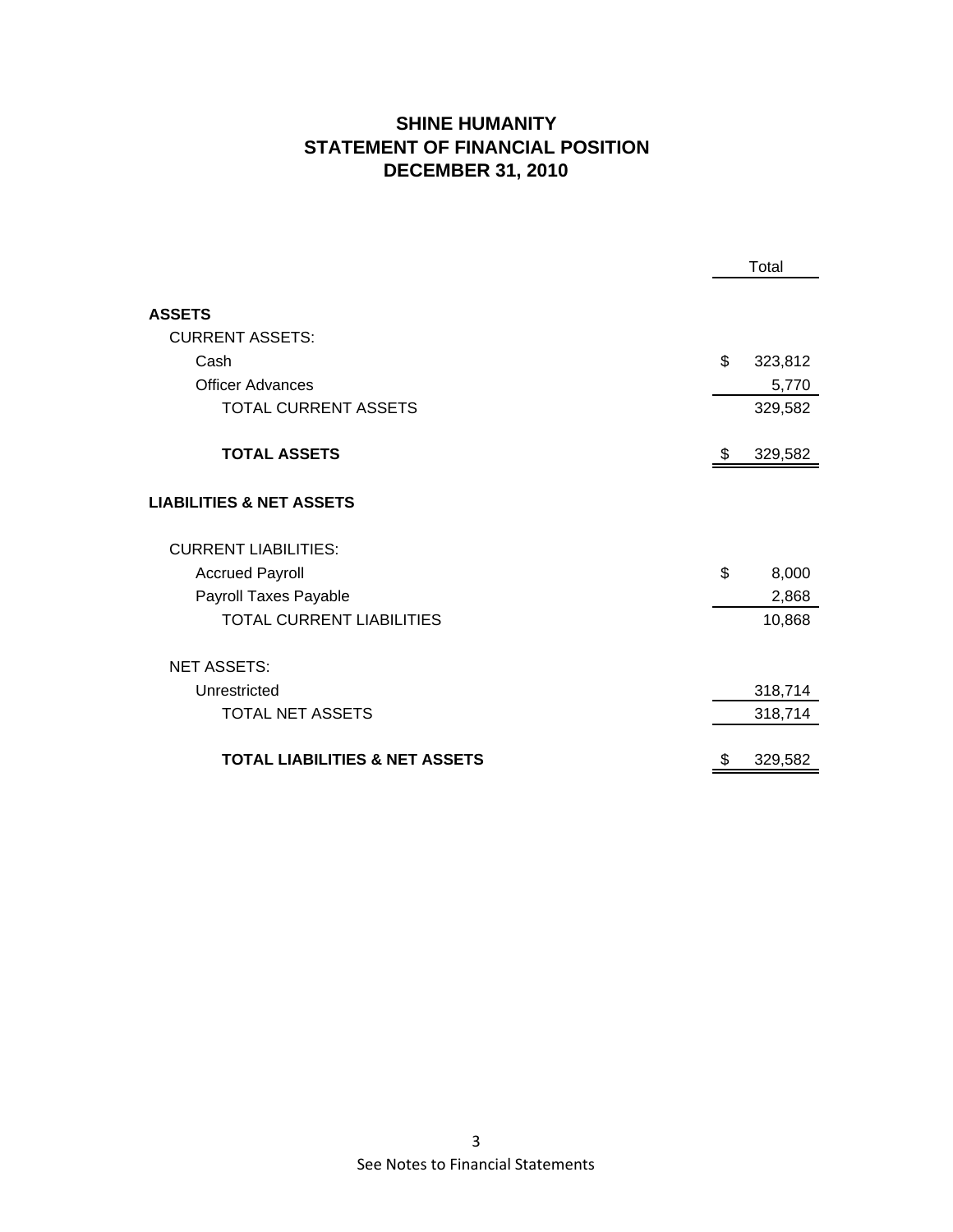# SHINE HUMANITY
## STATEMENT OF FINANCIAL POSITION
## DECEMBER 31, 2010

| | Total |
|---|---|
| **ASSETS** | |
| CURRENT ASSETS: | |
| Cash | $ 323,812 |
| Officer Advances | 5,770 |
| TOTAL CURRENT ASSETS | 329,582 |
| | |
| **TOTAL ASSETS** | $ 329,582 |
| | |
| **LIABILITIES & NET ASSETS** | |
| | |
| CURRENT LIABILITIES: | |
| Accrued Payroll | $ 8,000 |
| Payroll Taxes Payable | 2,868 |
| TOTAL CURRENT LIABILITIES | 10,868 |
| | |
| NET ASSETS: | |
| Unrestricted | 318,714 |
| TOTAL NET ASSETS | 318,714 |
| | |
| **TOTAL LIABILITIES & NET ASSETS** | $ 329,582 |

See Notes to Financial Statements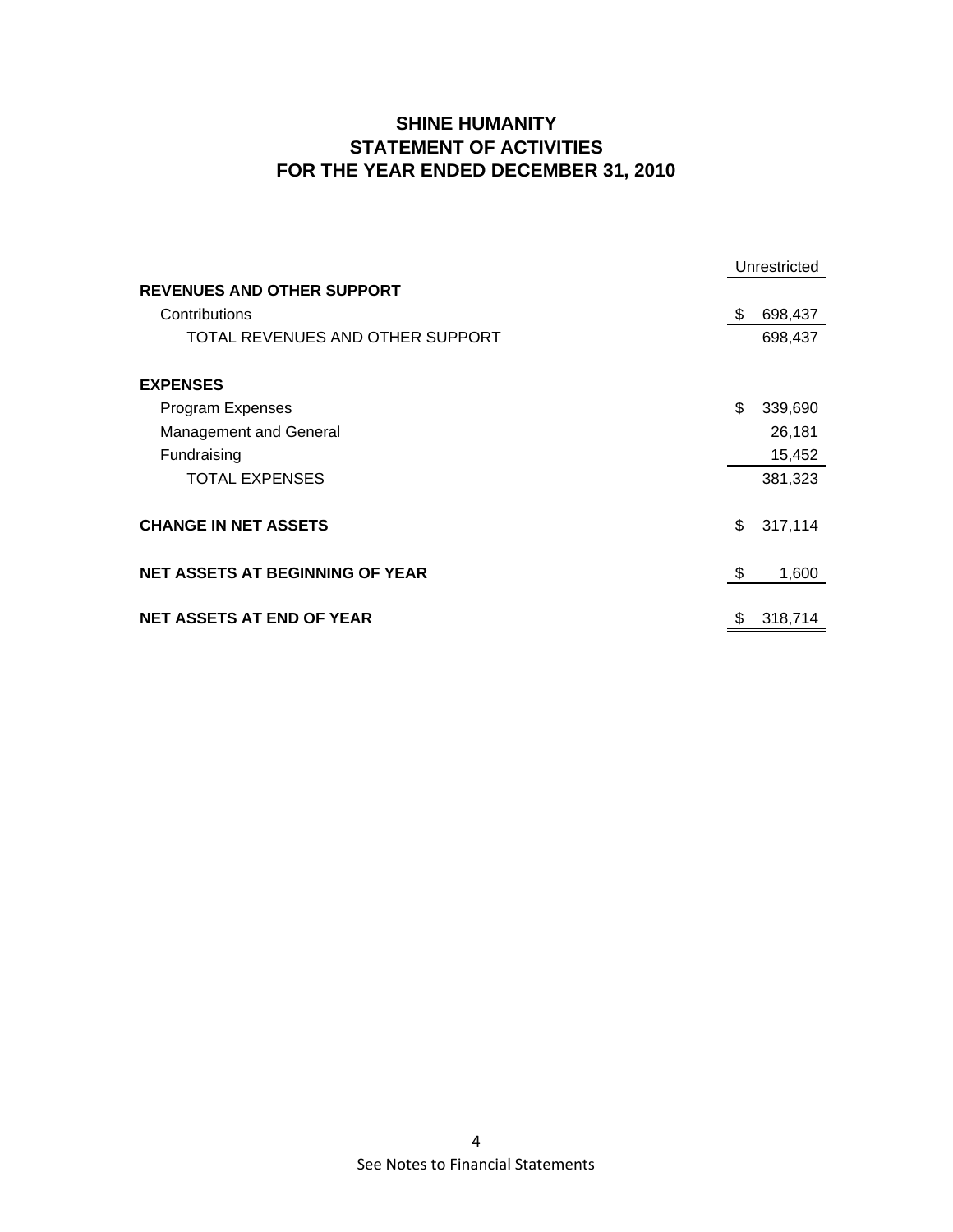# SHINE HUMANITY
## STATEMENT OF ACTIVITIES
## FOR THE YEAR ENDED DECEMBER 31, 2010

| | Unrestricted |
|---|---|
| **REVENUES AND OTHER SUPPORT** | |
| Contributions | $ 698,437 |
| TOTAL REVENUES AND OTHER SUPPORT | 698,437 |
| | |
| **EXPENSES** | |
| Program Expenses | $ 339,690 |
| Management and General | 26,181 |
| Fundraising | 15,452 |
| TOTAL EXPENSES | 381,323 |
| | |
| **CHANGE IN NET ASSETS** | $ 317,114 |
| | |
| **NET ASSETS AT BEGINNING OF YEAR** | $ 1,600 |
| | |
| **NET ASSETS AT END OF YEAR** | $ 318,714 |

See Notes to Financial Statements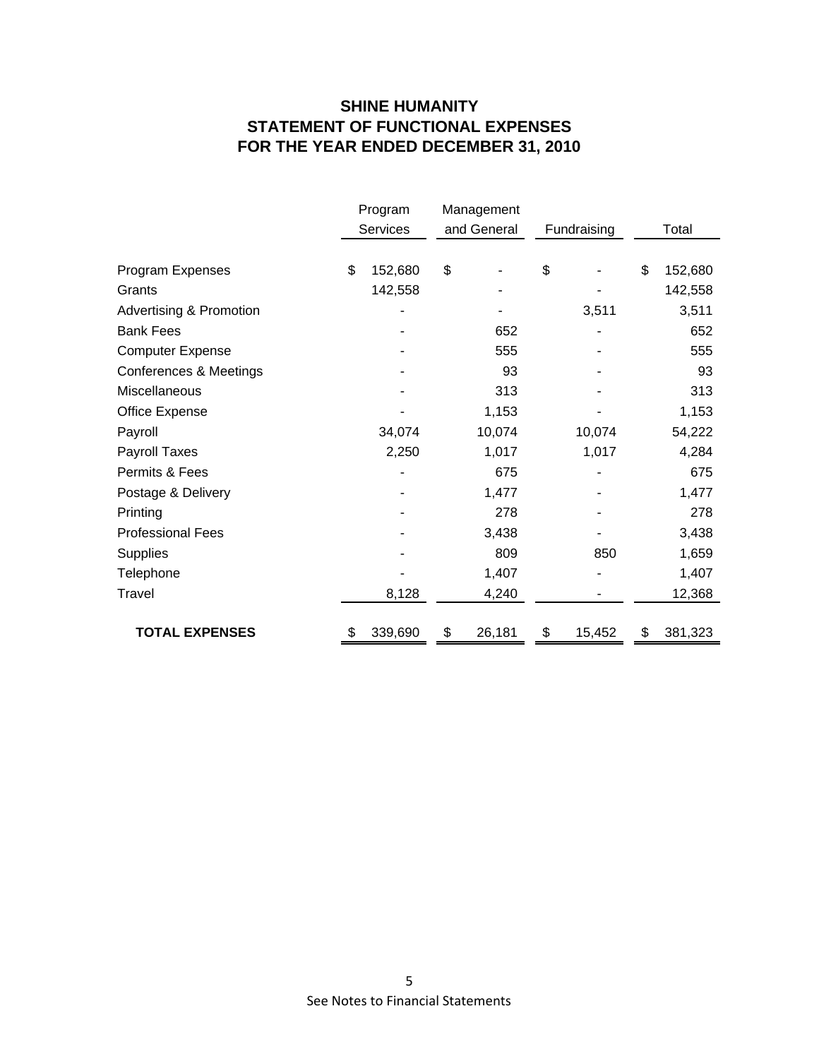**SHINE HUMANITY**
**STATEMENT OF FUNCTIONAL EXPENSES**
**FOR THE YEAR ENDED DECEMBER 31, 2010**

| | Program Services | Management and General | Fundraising | Total |
|---|---|---|---|---|
| Program Expenses | $ 152,680 | $ - | $ - | $ 152,680 |
| Grants | 142,558 | - | - | 142,558 |
| Advertising & Promotion | - | - | 3,511 | 3,511 |
| Bank Fees | - | 652 | - | 652 |
| Computer Expense | - | 555 | - | 555 |
| Conferences & Meetings | - | 93 | - | 93 |
| Miscellaneous | - | 313 | - | 313 |
| Office Expense | - | 1,153 | - | 1,153 |
| Payroll | 34,074 | 10,074 | 10,074 | 54,222 |
| Payroll Taxes | 2,250 | 1,017 | 1,017 | 4,284 |
| Permits & Fees | - | 675 | - | 675 |
| Postage & Delivery | - | 1,477 | - | 1,477 |
| Printing | - | 278 | - | 278 |
| Professional Fees | - | 3,438 | - | 3,438 |
| Supplies | - | 809 | 850 | 1,659 |
| Telephone | - | 1,407 | - | 1,407 |
| Travel | 8,128 | 4,240 | - | 12,368 |
| **TOTAL EXPENSES** | $ 339,690 | $ 26,181 | $ 15,452 | $ 381,323 |

See Notes to Financial Statements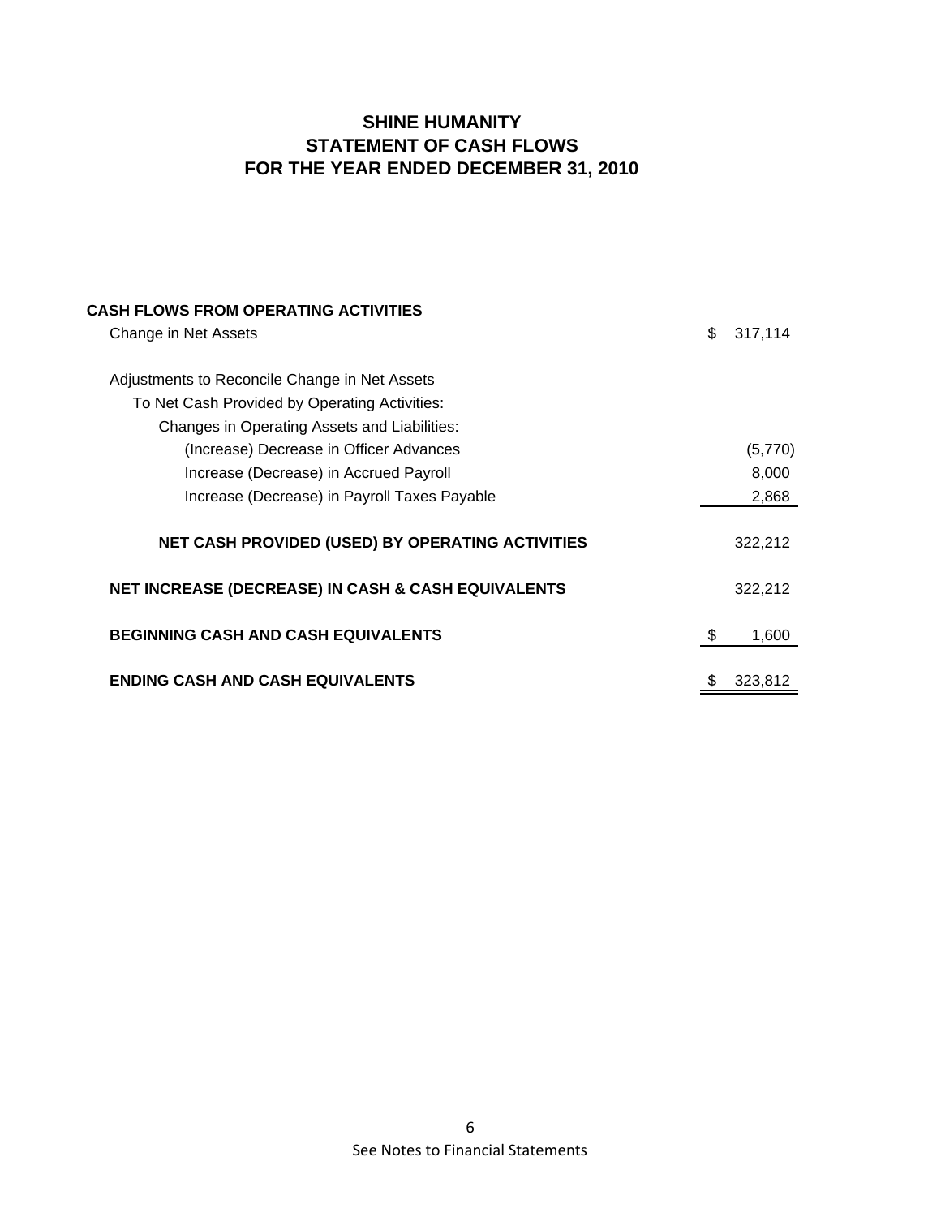# SHINE HUMANITY
## STATEMENT OF CASH FLOWS
## FOR THE YEAR ENDED DECEMBER 31, 2010

| | |
|---|---|
| **CASH FLOWS FROM OPERATING ACTIVITIES** | |
| Change in Net Assets | $ 317,114 |
| Adjustments to Reconcile Change in Net Assets | |
| To Net Cash Provided by Operating Activities: | |
| Changes in Operating Assets and Liabilities: | |
| (Increase) Decrease in Officer Advances | (5,770) |
| Increase (Decrease) in Accrued Payroll | 8,000 |
| Increase (Decrease) in Payroll Taxes Payable | 2,868 |
| **NET CASH PROVIDED (USED) BY OPERATING ACTIVITIES** | 322,212 |
| **NET INCREASE (DECREASE) IN CASH & CASH EQUIVALENTS** | 322,212 |
| **BEGINNING CASH AND CASH EQUIVALENTS** | $ 1,600 |
| **ENDING CASH AND CASH EQUIVALENTS** | $ 323,812 |

See Notes to Financial Statements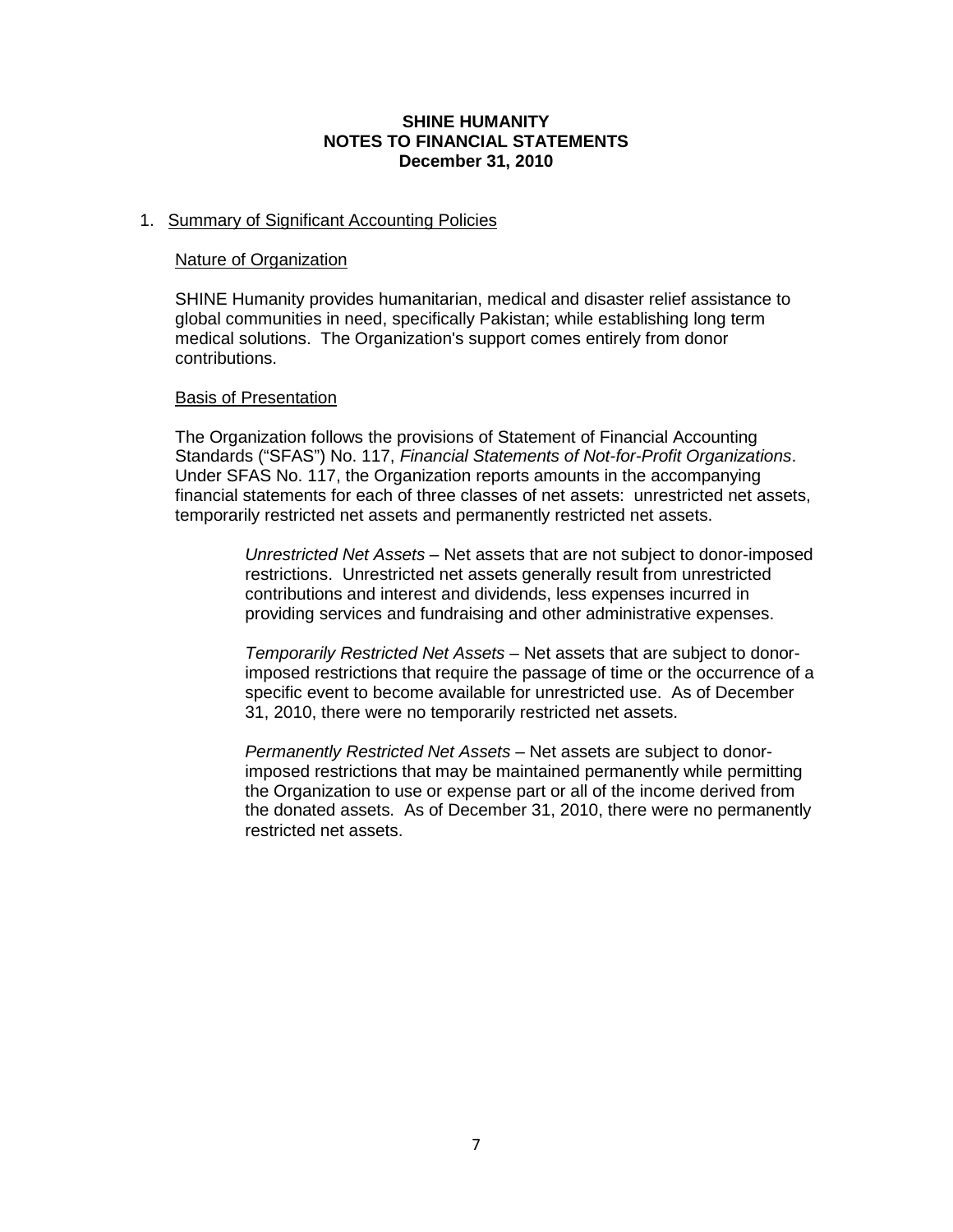**SHINE HUMANITY**
**NOTES TO FINANCIAL STATEMENTS**
**December 31, 2010**

1. Summary of Significant Accounting Policies

   Nature of Organization

   SHINE Humanity provides humanitarian, medical and disaster relief assistance to global communities in need, specifically Pakistan; while establishing long term medical solutions. The Organization's support comes entirely from donor contributions.

   Basis of Presentation

   The Organization follows the provisions of Statement of Financial Accounting Standards ("SFAS") No. 117, *Financial Statements of Not-for-Profit Organizations*. Under SFAS No. 117, the Organization reports amounts in the accompanying financial statements for each of three classes of net assets: unrestricted net assets, temporarily restricted net assets and permanently restricted net assets.

   > *Unrestricted Net Assets* – Net assets that are not subject to donor-imposed restrictions. Unrestricted net assets generally result from unrestricted contributions and interest and dividends, less expenses incurred in providing services and fundraising and other administrative expenses.
   >
   > *Temporarily Restricted Net Assets* – Net assets that are subject to donor-imposed restrictions that require the passage of time or the occurrence of a specific event to become available for unrestricted use. As of December 31, 2010, there were no temporarily restricted net assets.
   >
   > *Permanently Restricted Net Assets* – Net assets are subject to donor-imposed restrictions that may be maintained permanently while permitting the Organization to use or expense part or all of the income derived from the donated assets. As of December 31, 2010, there were no permanently restricted net assets.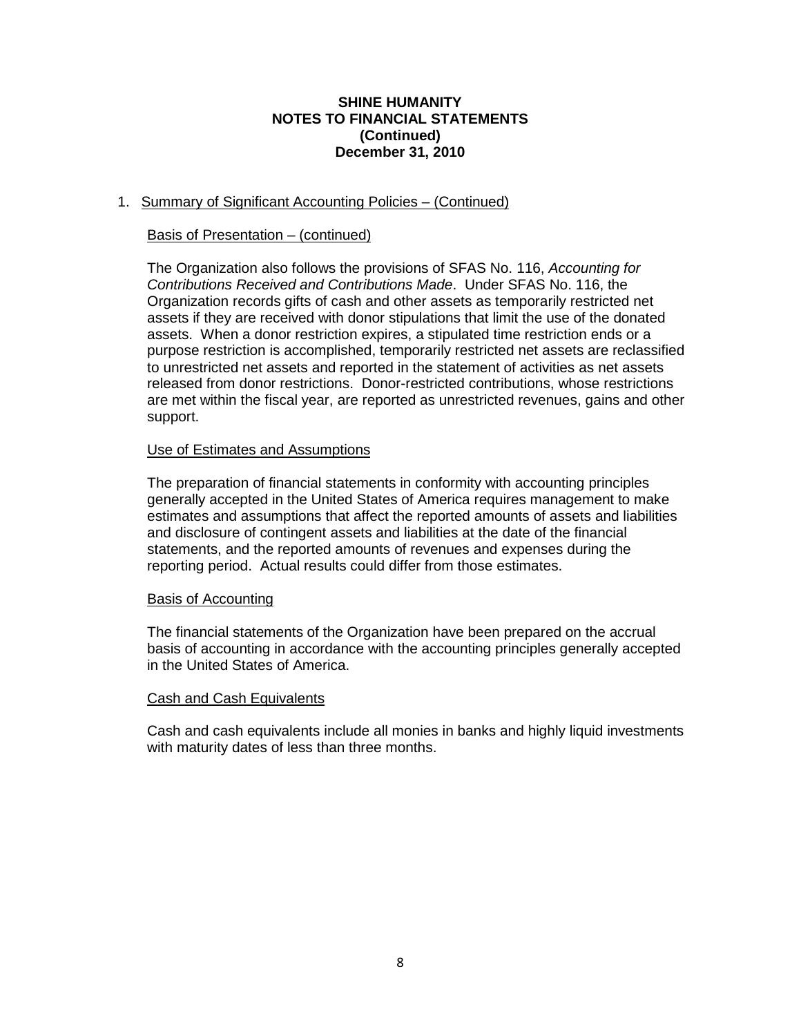**SHINE HUMANITY**
**NOTES TO FINANCIAL STATEMENTS**
**(Continued)**
**December 31, 2010**

1. Summary of Significant Accounting Policies – (Continued)

Basis of Presentation – (continued)

The Organization also follows the provisions of SFAS No. 116, *Accounting for Contributions Received and Contributions Made*. Under SFAS No. 116, the Organization records gifts of cash and other assets as temporarily restricted net assets if they are received with donor stipulations that limit the use of the donated assets. When a donor restriction expires, a stipulated time restriction ends or a purpose restriction is accomplished, temporarily restricted net assets are reclassified to unrestricted net assets and reported in the statement of activities as net assets released from donor restrictions. Donor-restricted contributions, whose restrictions are met within the fiscal year, are reported as unrestricted revenues, gains and other support.

Use of Estimates and Assumptions

The preparation of financial statements in conformity with accounting principles generally accepted in the United States of America requires management to make estimates and assumptions that affect the reported amounts of assets and liabilities and disclosure of contingent assets and liabilities at the date of the financial statements, and the reported amounts of revenues and expenses during the reporting period. Actual results could differ from those estimates.

Basis of Accounting

The financial statements of the Organization have been prepared on the accrual basis of accounting in accordance with the accounting principles generally accepted in the United States of America.

Cash and Cash Equivalents

Cash and cash equivalents include all monies in banks and highly liquid investments with maturity dates of less than three months.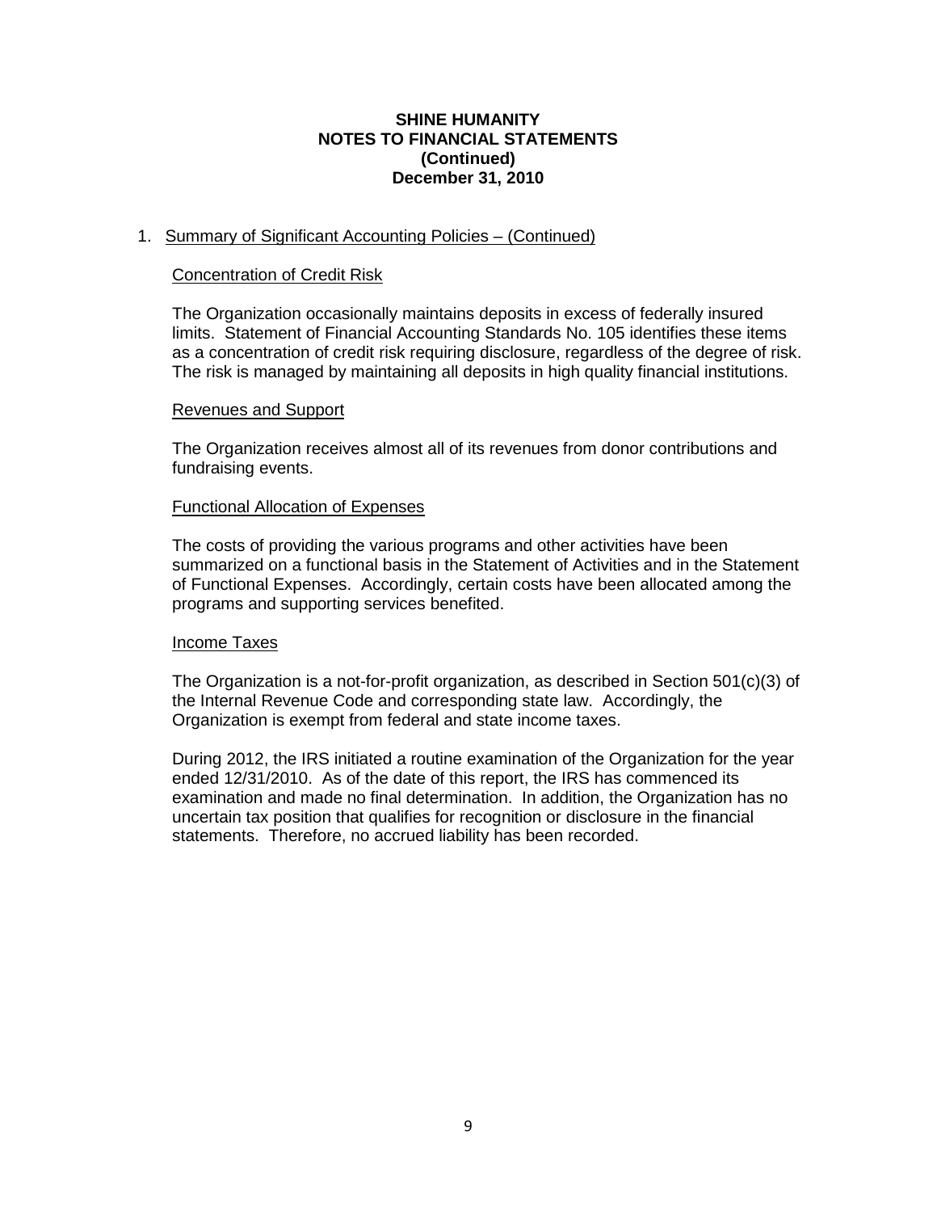**SHINE HUMANITY**
**NOTES TO FINANCIAL STATEMENTS**
**(Continued)**
**December 31, 2010**

1. Summary of Significant Accounting Policies – (Continued)

   Concentration of Credit Risk

   The Organization occasionally maintains deposits in excess of federally insured limits. Statement of Financial Accounting Standards No. 105 identifies these items as a concentration of credit risk requiring disclosure, regardless of the degree of risk. The risk is managed by maintaining all deposits in high quality financial institutions.

   Revenues and Support

   The Organization receives almost all of its revenues from donor contributions and fundraising events.

   Functional Allocation of Expenses

   The costs of providing the various programs and other activities have been summarized on a functional basis in the Statement of Activities and in the Statement of Functional Expenses. Accordingly, certain costs have been allocated among the programs and supporting services benefited.

   Income Taxes

   The Organization is a not-for-profit organization, as described in Section 501(c)(3) of the Internal Revenue Code and corresponding state law. Accordingly, the Organization is exempt from federal and state income taxes.

   During 2012, the IRS initiated a routine examination of the Organization for the year ended 12/31/2010. As of the date of this report, the IRS has commenced its examination and made no final determination. In addition, the Organization has no uncertain tax position that qualifies for recognition or disclosure in the financial statements. Therefore, no accrued liability has been recorded.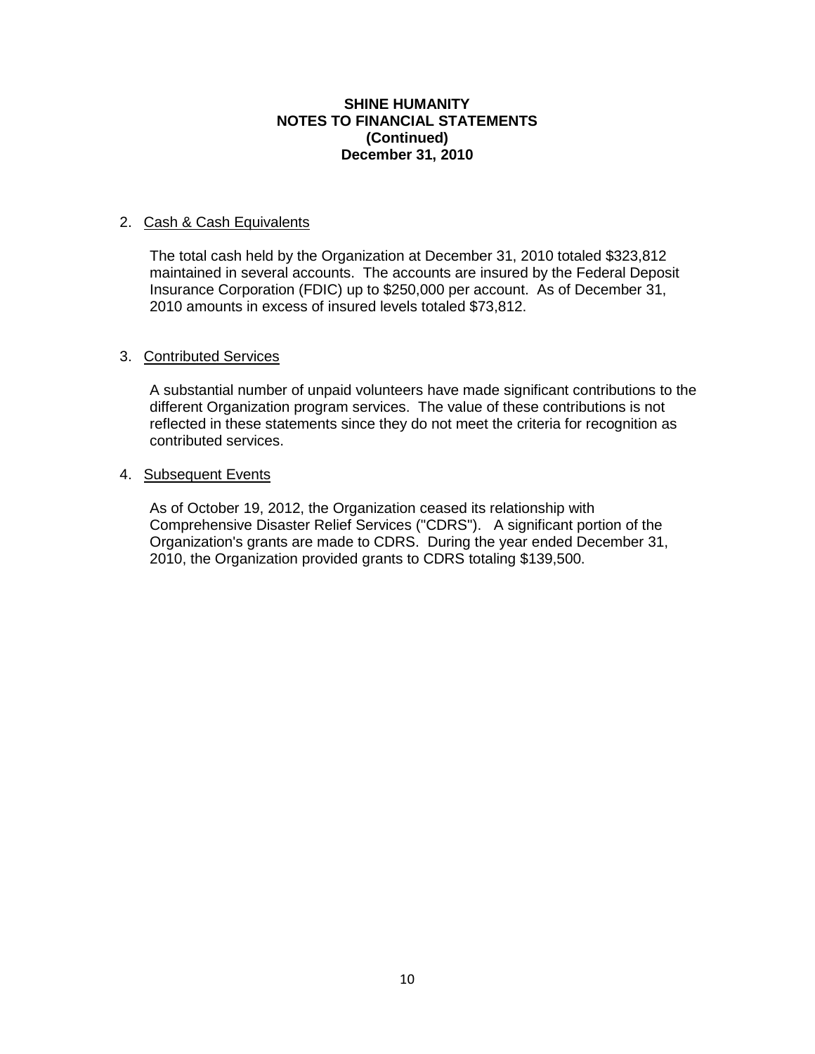**SHINE HUMANITY**
**NOTES TO FINANCIAL STATEMENTS**
**(Continued)**
**December 31, 2010**

2. Cash & Cash Equivalents

   The total cash held by the Organization at December 31, 2010 totaled $323,812 maintained in several accounts. The accounts are insured by the Federal Deposit Insurance Corporation (FDIC) up to $250,000 per account. As of December 31, 2010 amounts in excess of insured levels totaled $73,812.

3. Contributed Services

   A substantial number of unpaid volunteers have made significant contributions to the different Organization program services. The value of these contributions is not reflected in these statements since they do not meet the criteria for recognition as contributed services.

4. Subsequent Events

   As of October 19, 2012, the Organization ceased its relationship with Comprehensive Disaster Relief Services ("CDRS"). A significant portion of the Organization's grants are made to CDRS. During the year ended December 31, 2010, the Organization provided grants to CDRS totaling $139,500.